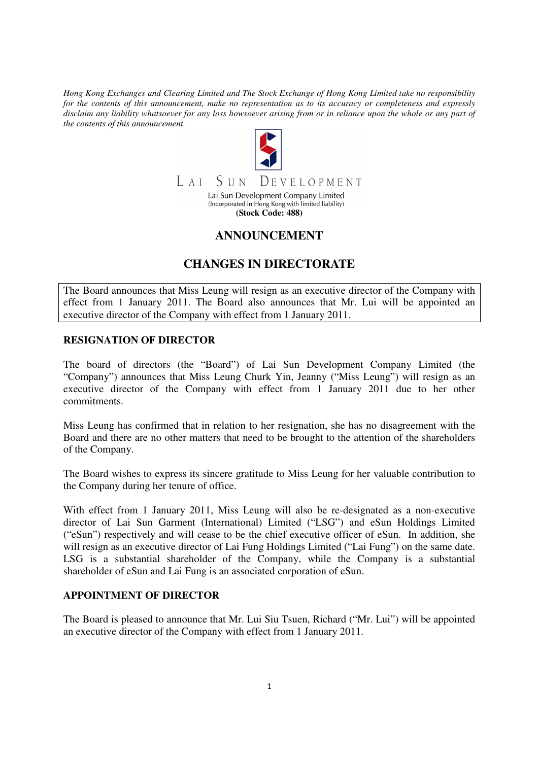*Hong Kong Exchanges and Clearing Limited and The Stock Exchange of Hong Kong Limited take no responsibility for the contents of this announcement, make no representation as to its accuracy or completeness and expressly disclaim any liability whatsoever for any loss howsoever arising from or in reliance upon the whole or any part of the contents of this announcement.*

LAI SUN DEVELOPMENT

Lai Sun Development Company Limited
(Incorporated in Hong Kong with limited liability)
**(Stock Code: 488)**

# ANNOUNCEMENT

# CHANGES IN DIRECTORATE

The Board announces that Miss Leung will resign as an executive director of the Company with effect from 1 January 2011. The Board also announces that Mr. Lui will be appointed an executive director of the Company with effect from 1 January 2011.

## RESIGNATION OF DIRECTOR

The board of directors (the "Board") of Lai Sun Development Company Limited (the "Company") announces that Miss Leung Churk Yin, Jeanny ("Miss Leung") will resign as an executive director of the Company with effect from 1 January 2011 due to her other commitments.

Miss Leung has confirmed that in relation to her resignation, she has no disagreement with the Board and there are no other matters that need to be brought to the attention of the shareholders of the Company.

The Board wishes to express its sincere gratitude to Miss Leung for her valuable contribution to the Company during her tenure of office.

With effect from 1 January 2011, Miss Leung will also be re-designated as a non-executive director of Lai Sun Garment (International) Limited ("LSG") and eSun Holdings Limited ("eSun") respectively and will cease to be the chief executive officer of eSun. In addition, she will resign as an executive director of Lai Fung Holdings Limited ("Lai Fung") on the same date. LSG is a substantial shareholder of the Company, while the Company is a substantial shareholder of eSun and Lai Fung is an associated corporation of eSun.

## APPOINTMENT OF DIRECTOR

The Board is pleased to announce that Mr. Lui Siu Tsuen, Richard ("Mr. Lui") will be appointed an executive director of the Company with effect from 1 January 2011.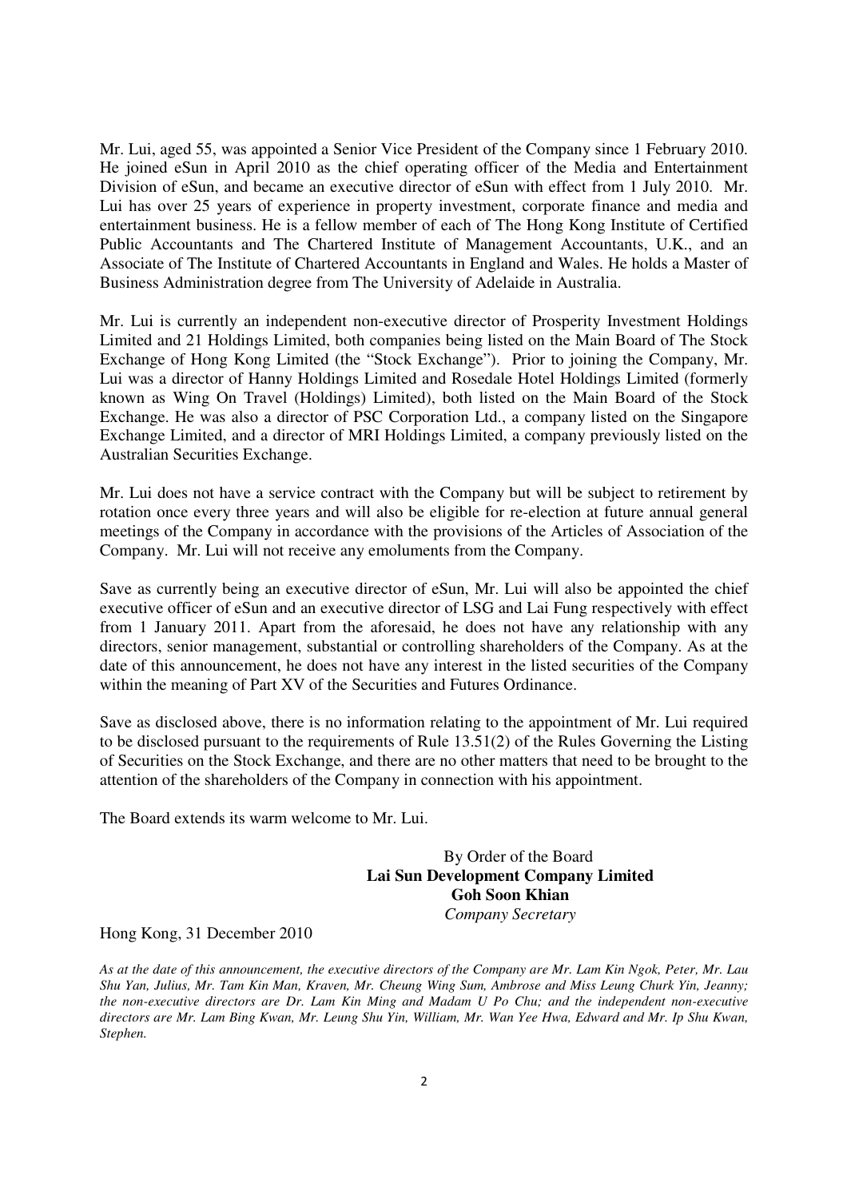Mr. Lui, aged 55, was appointed a Senior Vice President of the Company since 1 February 2010. He joined eSun in April 2010 as the chief operating officer of the Media and Entertainment Division of eSun, and became an executive director of eSun with effect from 1 July 2010. Mr. Lui has over 25 years of experience in property investment, corporate finance and media and entertainment business. He is a fellow member of each of The Hong Kong Institute of Certified Public Accountants and The Chartered Institute of Management Accountants, U.K., and an Associate of The Institute of Chartered Accountants in England and Wales. He holds a Master of Business Administration degree from The University of Adelaide in Australia.

Mr. Lui is currently an independent non-executive director of Prosperity Investment Holdings Limited and 21 Holdings Limited, both companies being listed on the Main Board of The Stock Exchange of Hong Kong Limited (the "Stock Exchange"). Prior to joining the Company, Mr. Lui was a director of Hanny Holdings Limited and Rosedale Hotel Holdings Limited (formerly known as Wing On Travel (Holdings) Limited), both listed on the Main Board of the Stock Exchange. He was also a director of PSC Corporation Ltd., a company listed on the Singapore Exchange Limited, and a director of MRI Holdings Limited, a company previously listed on the Australian Securities Exchange.

Mr. Lui does not have a service contract with the Company but will be subject to retirement by rotation once every three years and will also be eligible for re-election at future annual general meetings of the Company in accordance with the provisions of the Articles of Association of the Company. Mr. Lui will not receive any emoluments from the Company.

Save as currently being an executive director of eSun, Mr. Lui will also be appointed the chief executive officer of eSun and an executive director of LSG and Lai Fung respectively with effect from 1 January 2011. Apart from the aforesaid, he does not have any relationship with any directors, senior management, substantial or controlling shareholders of the Company. As at the date of this announcement, he does not have any interest in the listed securities of the Company within the meaning of Part XV of the Securities and Futures Ordinance.

Save as disclosed above, there is no information relating to the appointment of Mr. Lui required to be disclosed pursuant to the requirements of Rule 13.51(2) of the Rules Governing the Listing of Securities on the Stock Exchange, and there are no other matters that need to be brought to the attention of the shareholders of the Company in connection with his appointment.

The Board extends its warm welcome to Mr. Lui.

By Order of the Board
**Lai Sun Development Company Limited**
**Goh Soon Khian**
*Company Secretary*

Hong Kong, 31 December 2010

*As at the date of this announcement, the executive directors of the Company are Mr. Lam Kin Ngok, Peter, Mr. Lau Shu Yan, Julius, Mr. Tam Kin Man, Kraven, Mr. Cheung Wing Sum, Ambrose and Miss Leung Churk Yin, Jeanny; the non-executive directors are Dr. Lam Kin Ming and Madam U Po Chu; and the independent non-executive directors are Mr. Lam Bing Kwan, Mr. Leung Shu Yin, William, Mr. Wan Yee Hwa, Edward and Mr. Ip Shu Kwan, Stephen.*